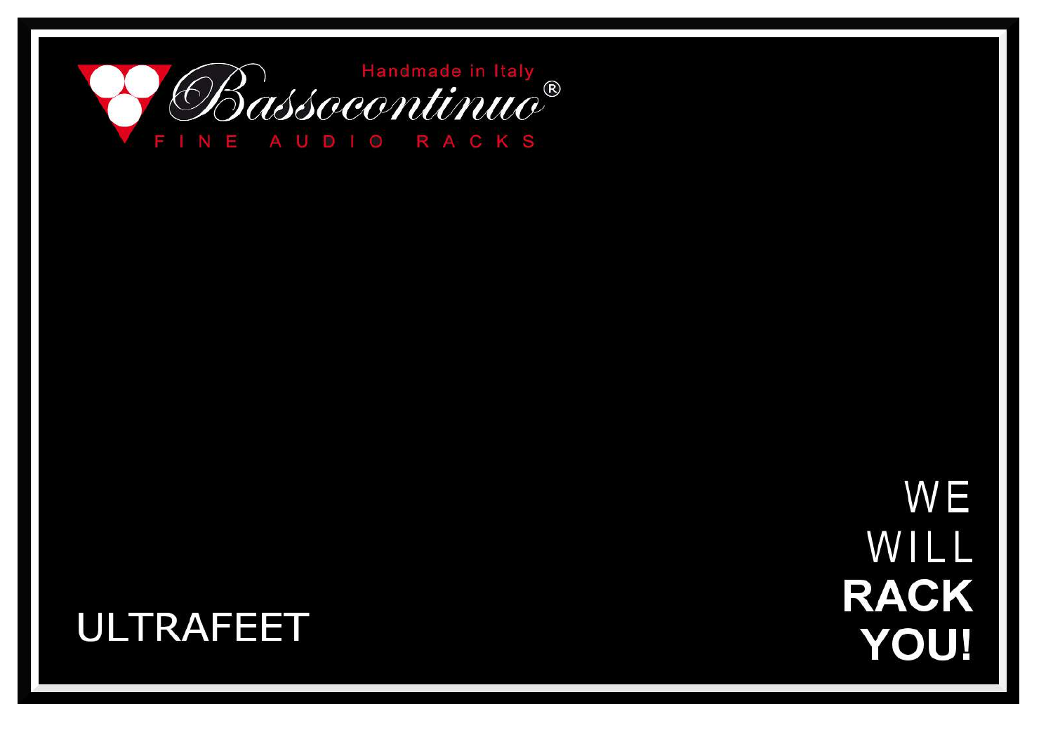Handmade in Italy

Bassocontinuo®

FINE AUDIO RACKS

# ULTRAFEET

WE
WILL
**RACK**
**YOU!**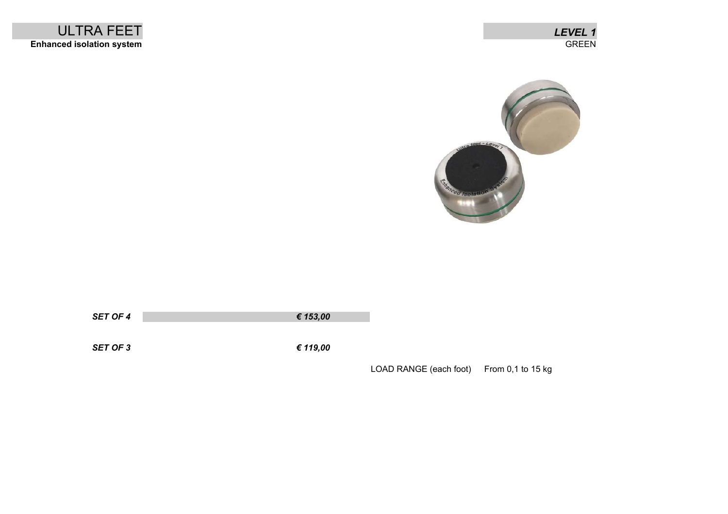# ULTRA FEET

**Enhanced isolation system**

***LEVEL 1***

GREEN

| | |
|---|---|
| ***SET OF 4*** | ***€ 153,00*** |
| ***SET OF 3*** | ***€ 119,00*** |

LOAD RANGE (each foot) From 0,1 to 15 kg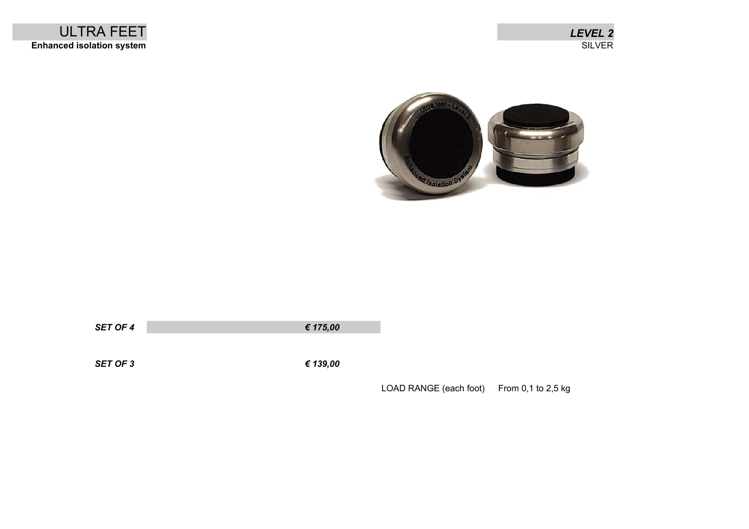# ULTRA FEET

**Enhanced isolation system**

***LEVEL 2***

SILVER

| | |
|---|---|
| ***SET OF 4*** | ***€ 175,00*** |
| ***SET OF 3*** | ***€ 139,00*** |

LOAD RANGE (each foot) From 0,1 to 2,5 kg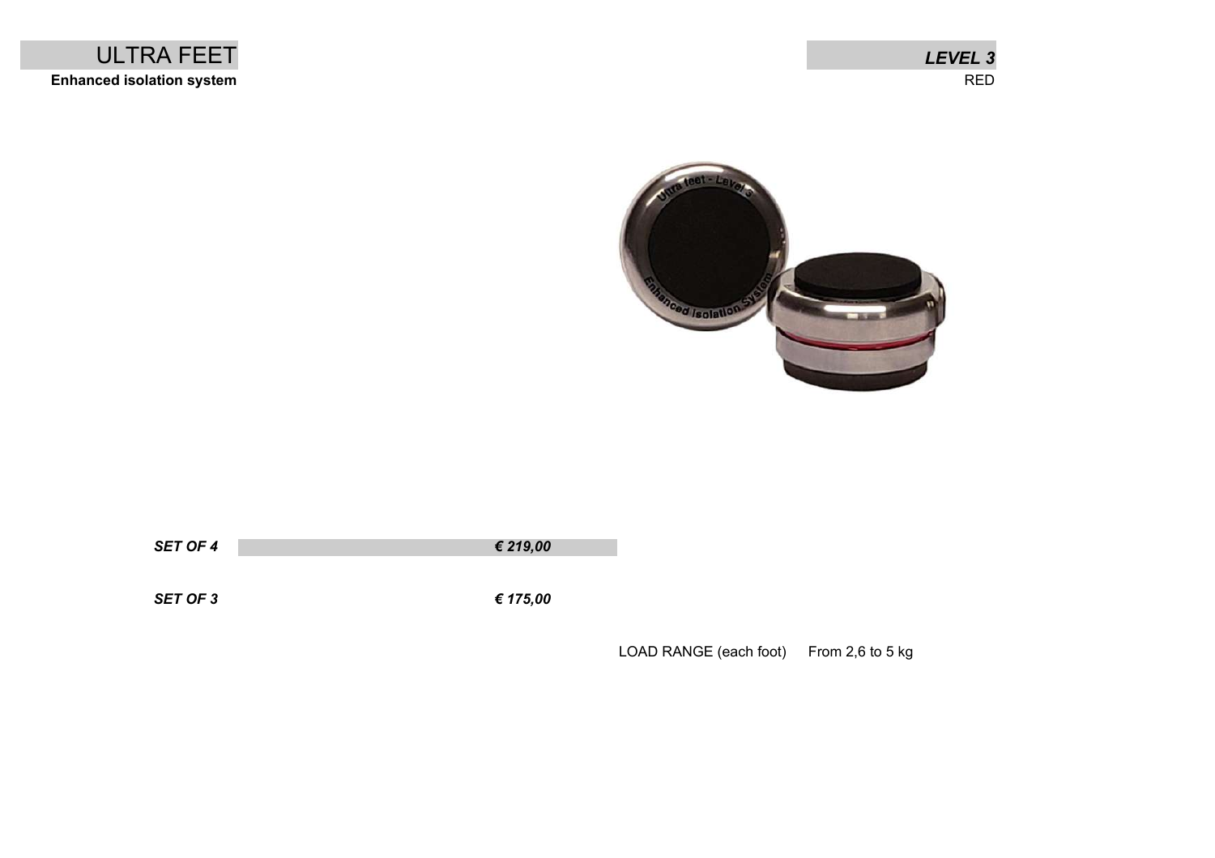# ULTRA FEET

**Enhanced isolation system**

***LEVEL 3***

RED

| | |
|---|---|
| ***SET OF 4*** | ***€ 219,00*** |
| ***SET OF 3*** | ***€ 175,00*** |

LOAD RANGE (each foot) From 2,6 to 5 kg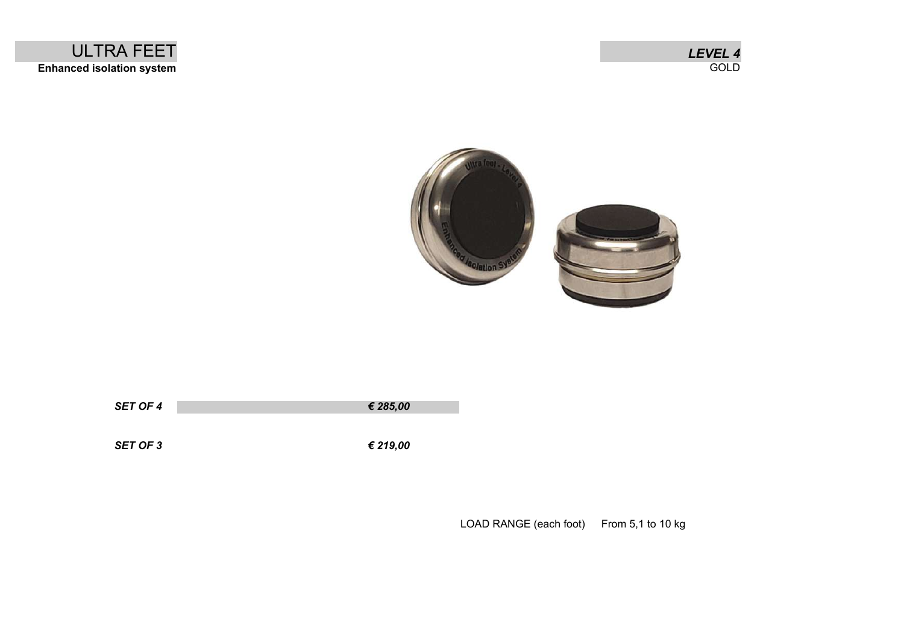# ULTRA FEET

**Enhanced isolation system**

***LEVEL 4***

GOLD

| | |
|---|---|
| ***SET OF 4*** | ***€ 285,00*** |
| ***SET OF 3*** | ***€ 219,00*** |

LOAD RANGE (each foot) From 5,1 to 10 kg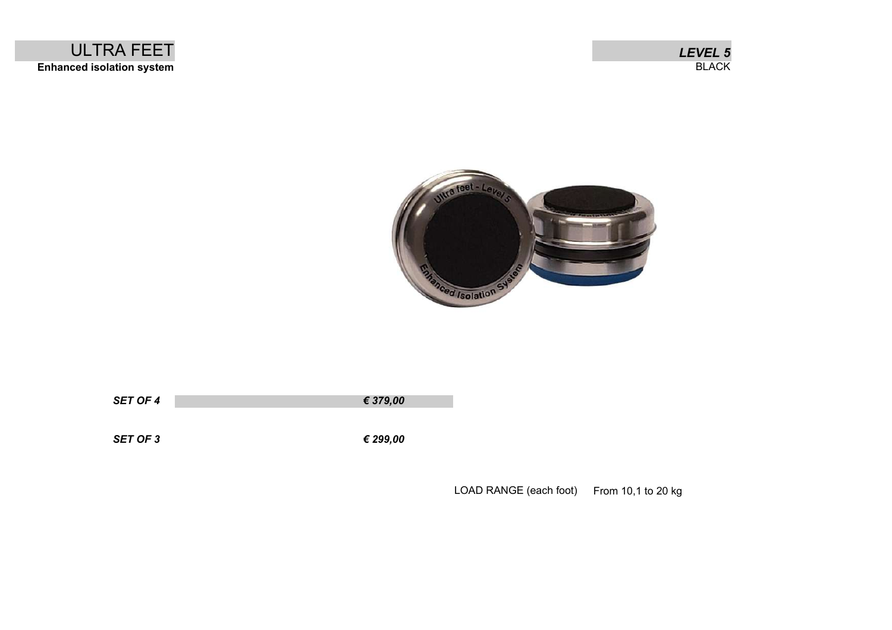# ULTRA FEET

**Enhanced isolation system**

***LEVEL 5***

BLACK

| | |
|---|---|
| ***SET OF 4*** | ***€ 379,00*** |
| ***SET OF 3*** | ***€ 299,00*** |

LOAD RANGE (each foot) From 10,1 to 20 kg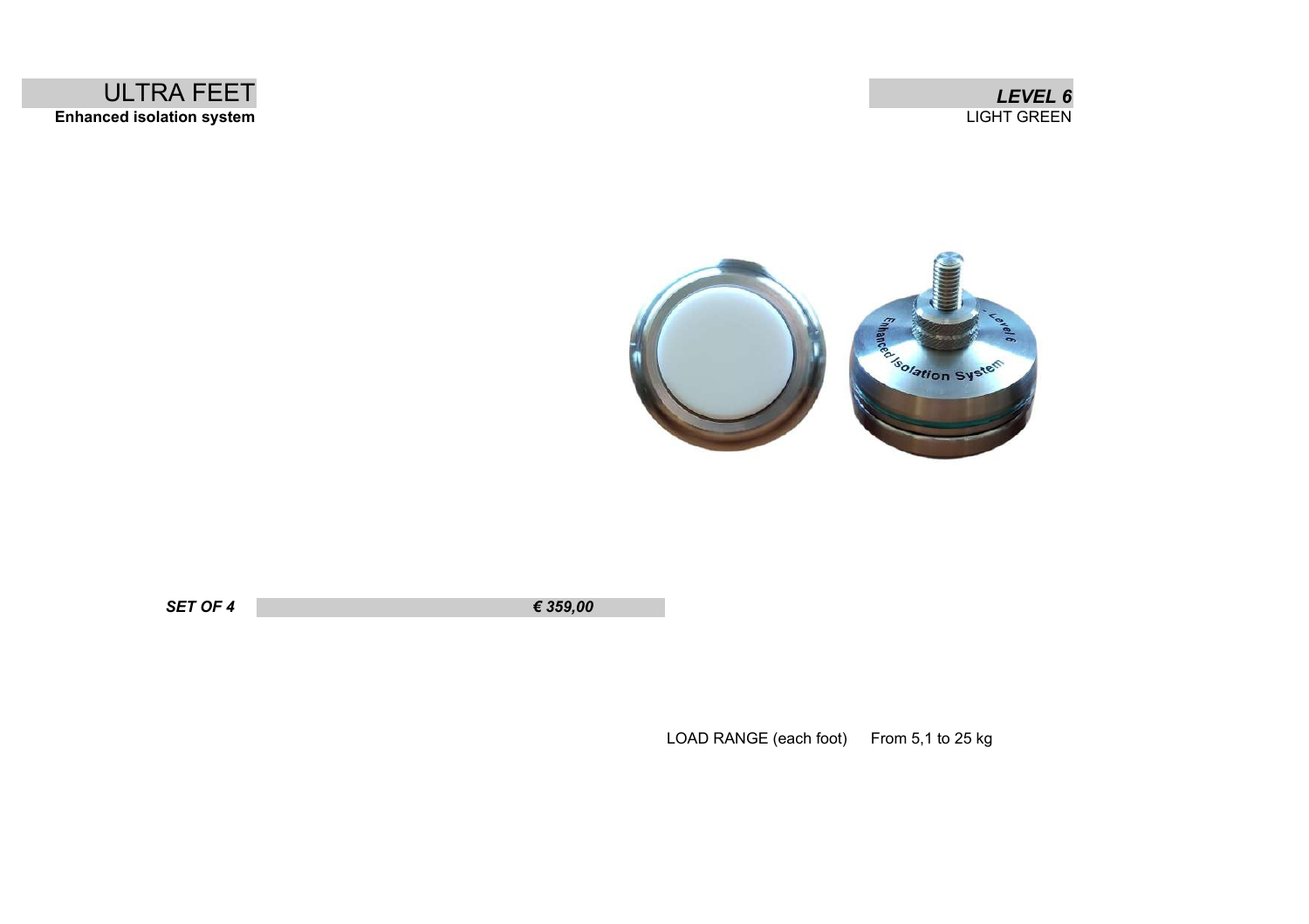# ULTRA FEET

**Enhanced isolation system**

***LEVEL 6***

LIGHT GREEN

| ***SET OF 4*** | ***€ 359,00*** |
| --- | --- |

LOAD RANGE (each foot) From 5,1 to 25 kg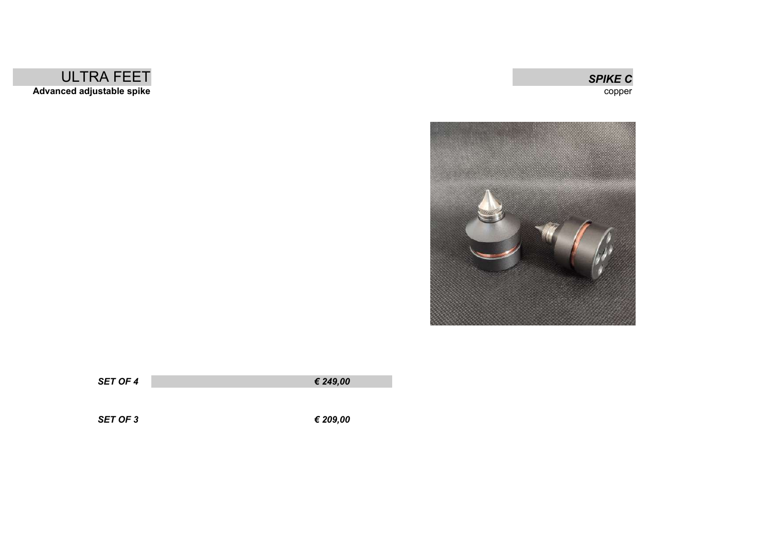## ULTRA FEET

**Advanced adjustable spike**

***SPIKE C***

copper

| | |
|---|---|
| ***SET OF 4*** | ***€ 249,00*** |
| ***SET OF 3*** | ***€ 209,00*** |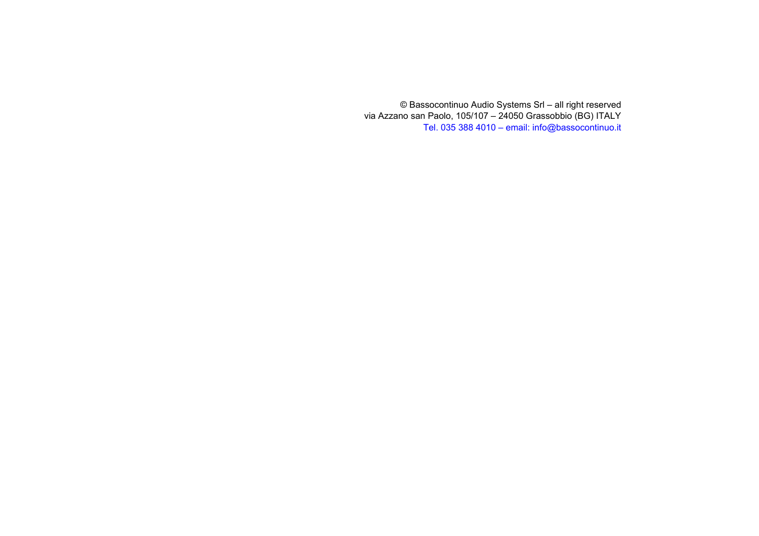© Bassocontinuo Audio Systems Srl – all right reserved
via Azzano san Paolo, 105/107 – 24050 Grassobbio (BG) ITALY
Tel. 035 388 4010 – email: info@bassocontinuo.it